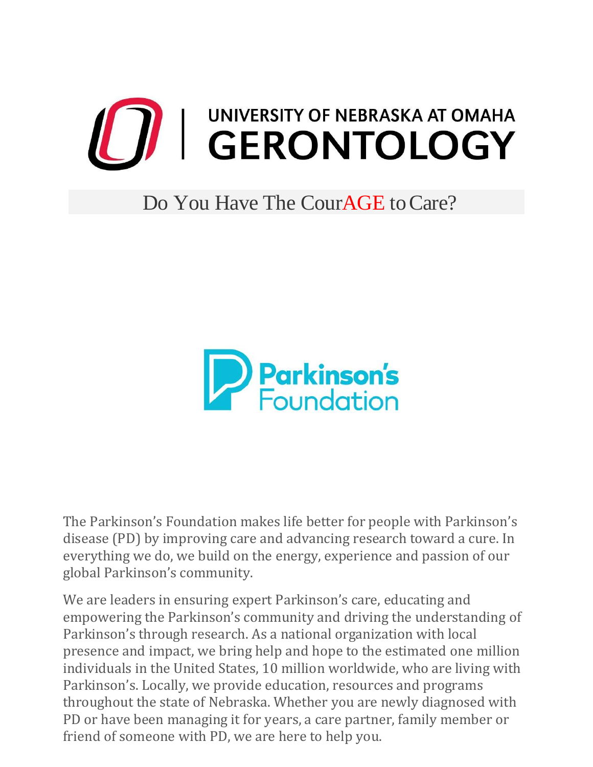# UNIVERSITY OF NEBRASKA AT OMAHA GERONTOLOGY

## Do You Have The CourAGE to Care?

Parkinson's Foundation

The Parkinson's Foundation makes life better for people with Parkinson's disease (PD) by improving care and advancing research toward a cure. In everything we do, we build on the energy, experience and passion of our global Parkinson's community.

We are leaders in ensuring expert Parkinson's care, educating and empowering the Parkinson's community and driving the understanding of Parkinson's through research. As a national organization with local presence and impact, we bring help and hope to the estimated one million individuals in the United States, 10 million worldwide, who are living with Parkinson's. Locally, we provide education, resources and programs throughout the state of Nebraska. Whether you are newly diagnosed with PD or have been managing it for years, a care partner, family member or friend of someone with PD, we are here to help you.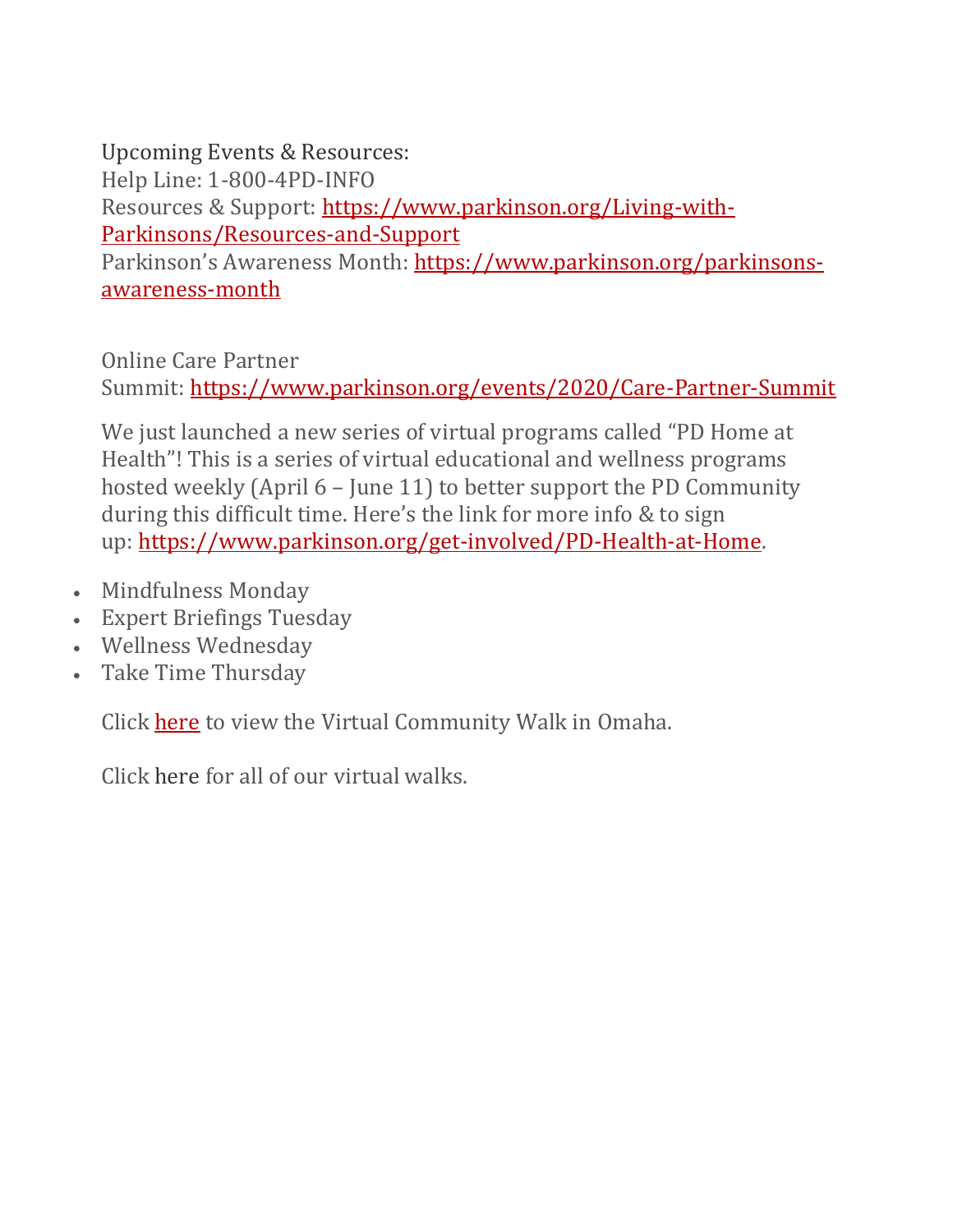Upcoming Events & Resources:
Help Line: 1-800-4PD-INFO
Resources & Support: https://www.parkinson.org/Living-with-Parkinsons/Resources-and-Support
Parkinson's Awareness Month: https://www.parkinson.org/parkinsons-awareness-month

Online Care Partner Summit: https://www.parkinson.org/events/2020/Care-Partner-Summit

We just launched a new series of virtual programs called "PD Home at Health"! This is a series of virtual educational and wellness programs hosted weekly (April 6 – June 11) to better support the PD Community during this difficult time. Here's the link for more info & to sign up: https://www.parkinson.org/get-involved/PD-Health-at-Home.

- Mindfulness Monday
- Expert Briefings Tuesday
- Wellness Wednesday
- Take Time Thursday

Click here to view the Virtual Community Walk in Omaha.

Click here for all of our virtual walks.